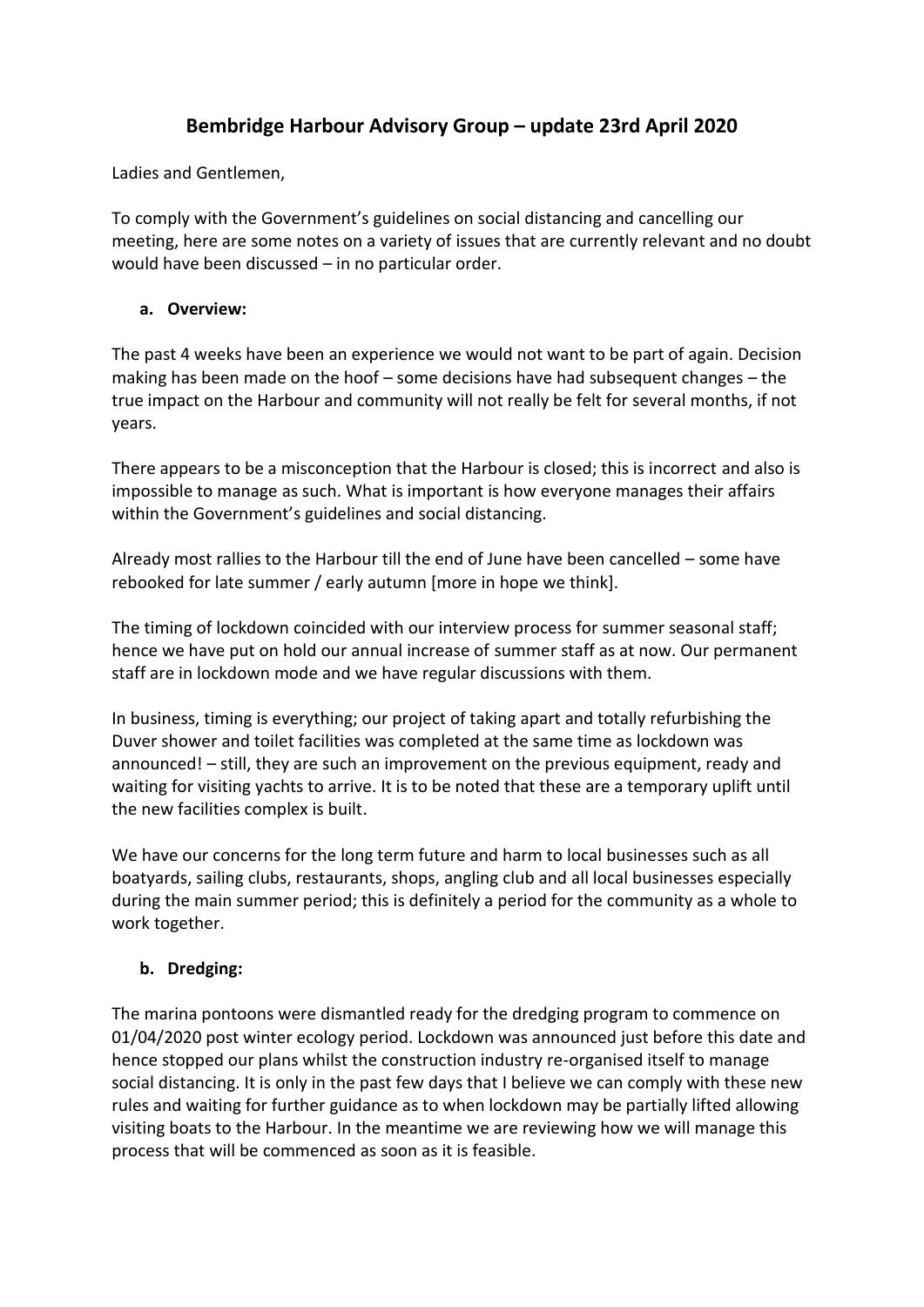# Bembridge Harbour Advisory Group – update 23rd April 2020

Ladies and Gentlemen,

To comply with the Government's guidelines on social distancing and cancelling our meeting, here are some notes on a variety of issues that are currently relevant and no doubt would have been discussed – in no particular order.

**a. Overview:**

The past 4 weeks have been an experience we would not want to be part of again. Decision making has been made on the hoof – some decisions have had subsequent changes – the true impact on the Harbour and community will not really be felt for several months, if not years.

There appears to be a misconception that the Harbour is closed; this is incorrect and also is impossible to manage as such. What is important is how everyone manages their affairs within the Government's guidelines and social distancing.

Already most rallies to the Harbour till the end of June have been cancelled – some have rebooked for late summer / early autumn [more in hope we think].

The timing of lockdown coincided with our interview process for summer seasonal staff; hence we have put on hold our annual increase of summer staff as at now. Our permanent staff are in lockdown mode and we have regular discussions with them.

In business, timing is everything; our project of taking apart and totally refurbishing the Duver shower and toilet facilities was completed at the same time as lockdown was announced! – still, they are such an improvement on the previous equipment, ready and waiting for visiting yachts to arrive. It is to be noted that these are a temporary uplift until the new facilities complex is built.

We have our concerns for the long term future and harm to local businesses such as all boatyards, sailing clubs, restaurants, shops, angling club and all local businesses especially during the main summer period; this is definitely a period for the community as a whole to work together.

**b. Dredging:**

The marina pontoons were dismantled ready for the dredging program to commence on 01/04/2020 post winter ecology period. Lockdown was announced just before this date and hence stopped our plans whilst the construction industry re-organised itself to manage social distancing. It is only in the past few days that I believe we can comply with these new rules and waiting for further guidance as to when lockdown may be partially lifted allowing visiting boats to the Harbour. In the meantime we are reviewing how we will manage this process that will be commenced as soon as it is feasible.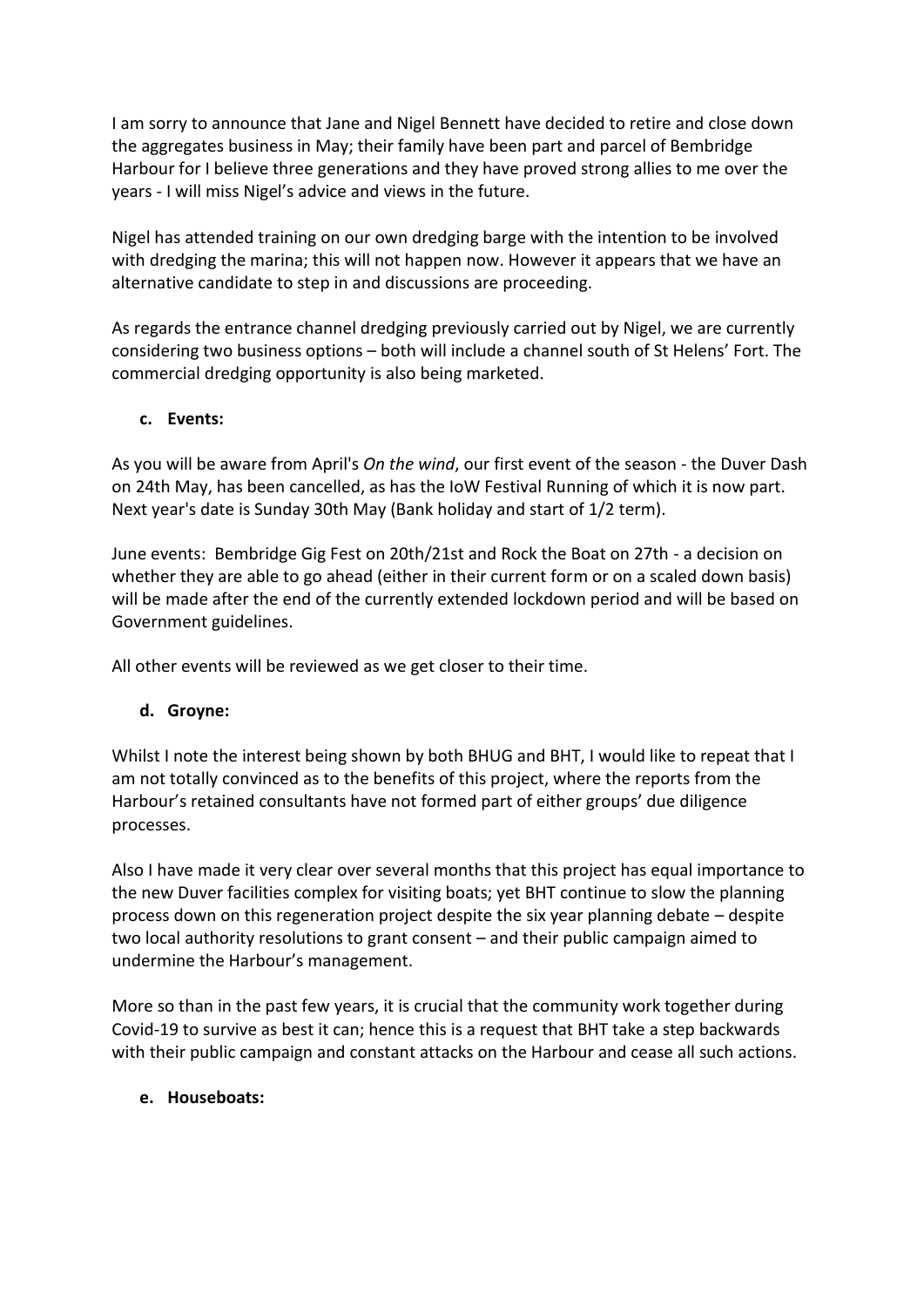I am sorry to announce that Jane and Nigel Bennett have decided to retire and close down the aggregates business in May; their family have been part and parcel of Bembridge Harbour for I believe three generations and they have proved strong allies to me over the years - I will miss Nigel's advice and views in the future.

Nigel has attended training on our own dredging barge with the intention to be involved with dredging the marina; this will not happen now. However it appears that we have an alternative candidate to step in and discussions are proceeding.

As regards the entrance channel dredging previously carried out by Nigel, we are currently considering two business options – both will include a channel south of St Helens' Fort. The commercial dredging opportunity is also being marketed.

**c. Events:**

As you will be aware from April's *On the wind*, our first event of the season - the Duver Dash on 24th May, has been cancelled, as has the IoW Festival Running of which it is now part. Next year's date is Sunday 30th May (Bank holiday and start of 1/2 term).

June events: Bembridge Gig Fest on 20th/21st and Rock the Boat on 27th - a decision on whether they are able to go ahead (either in their current form or on a scaled down basis) will be made after the end of the currently extended lockdown period and will be based on Government guidelines.

All other events will be reviewed as we get closer to their time.

**d. Groyne:**

Whilst I note the interest being shown by both BHUG and BHT, I would like to repeat that I am not totally convinced as to the benefits of this project, where the reports from the Harbour's retained consultants have not formed part of either groups' due diligence processes.

Also I have made it very clear over several months that this project has equal importance to the new Duver facilities complex for visiting boats; yet BHT continue to slow the planning process down on this regeneration project despite the six year planning debate – despite two local authority resolutions to grant consent – and their public campaign aimed to undermine the Harbour's management.

More so than in the past few years, it is crucial that the community work together during Covid-19 to survive as best it can; hence this is a request that BHT take a step backwards with their public campaign and constant attacks on the Harbour and cease all such actions.

**e. Houseboats:**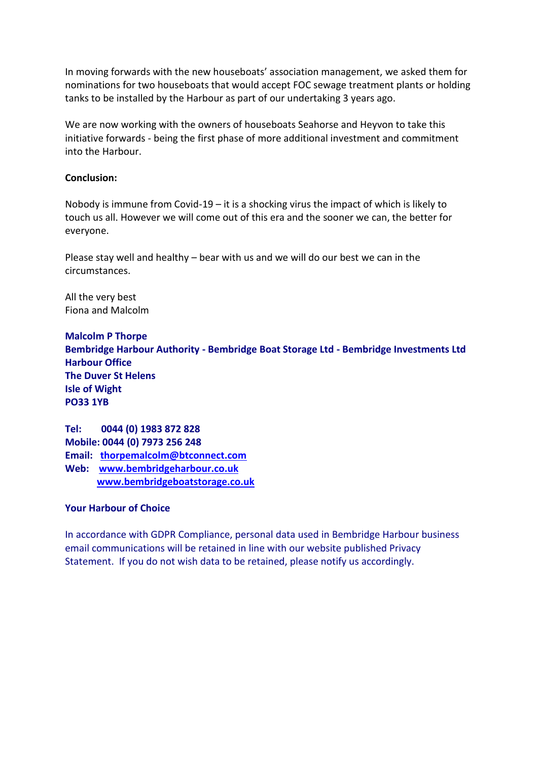In moving forwards with the new houseboats' association management, we asked them for nominations for two houseboats that would accept FOC sewage treatment plants or holding tanks to be installed by the Harbour as part of our undertaking 3 years ago.

We are now working with the owners of houseboats Seahorse and Heyvon to take this initiative forwards - being the first phase of more additional investment and commitment into the Harbour.

**Conclusion:**

Nobody is immune from Covid-19 – it is a shocking virus the impact of which is likely to touch us all. However we will come out of this era and the sooner we can, the better for everyone.

Please stay well and healthy – bear with us and we will do our best we can in the circumstances.

All the very best
Fiona and Malcolm

**Malcolm P Thorpe**
**Bembridge Harbour Authority - Bembridge Boat Storage Ltd - Bembridge Investments Ltd**
**Harbour Office**
**The Duver St Helens**
**Isle of Wight**
**PO33 1YB**

**Tel: 0044 (0) 1983 872 828**
**Mobile: 0044 (0) 7973 256 248**
**Email: thorpemalcolm@btconnect.com**
**Web: www.bembridgeharbour.co.uk**
**www.bembridgeboatstorage.co.uk**

**Your Harbour of Choice**

In accordance with GDPR Compliance, personal data used in Bembridge Harbour business email communications will be retained in line with our website published Privacy Statement. If you do not wish data to be retained, please notify us accordingly.